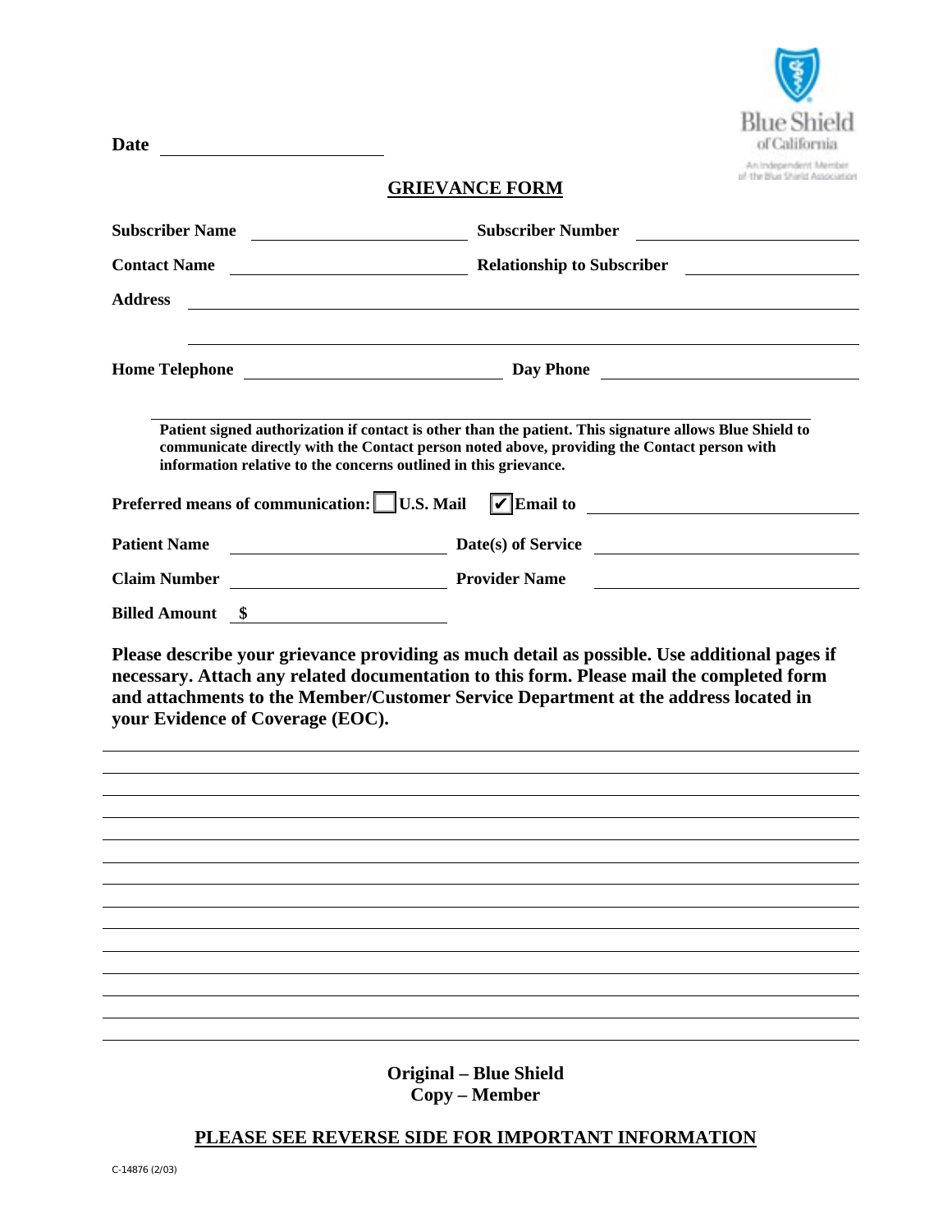Blue Shield of California

An Independent Member of the Blue Shield Association

**Date** ______________________

## GRIEVANCE FORM

**Subscriber Name** ______________________ **Subscriber Number** ______________________

**Contact Name** ______________________ **Relationship to Subscriber** ______________________

**Address** ____________________________________________

____________________________________________

**Home Telephone** ______________________ **Day Phone** ______________________

____________________________________________

**Patient signed authorization if contact is other than the patient. This signature allows Blue Shield to communicate directly with the Contact person noted above, providing the Contact person with information relative to the concerns outlined in this grievance.**

**Preferred means of communication:** ☐ **U.S. Mail** ☑ **Email to** ______________________

**Patient Name** ______________________ **Date(s) of Service** ______________________

**Claim Number** ______________________ **Provider Name** ______________________

**Billed Amount** **$** ______________________

**Please describe your grievance providing as much detail as possible. Use additional pages if necessary. Attach any related documentation to this form. Please mail the completed form and attachments to the Member/Customer Service Department at the address located in your Evidence of Coverage (EOC).**

____________________________________________

____________________________________________

____________________________________________

____________________________________________

____________________________________________

____________________________________________

____________________________________________

____________________________________________

____________________________________________

____________________________________________

____________________________________________

____________________________________________

____________________________________________

**Original – Blue Shield**
**Copy – Member**

**PLEASE SEE REVERSE SIDE FOR IMPORTANT INFORMATION**

C-14876 (2/03)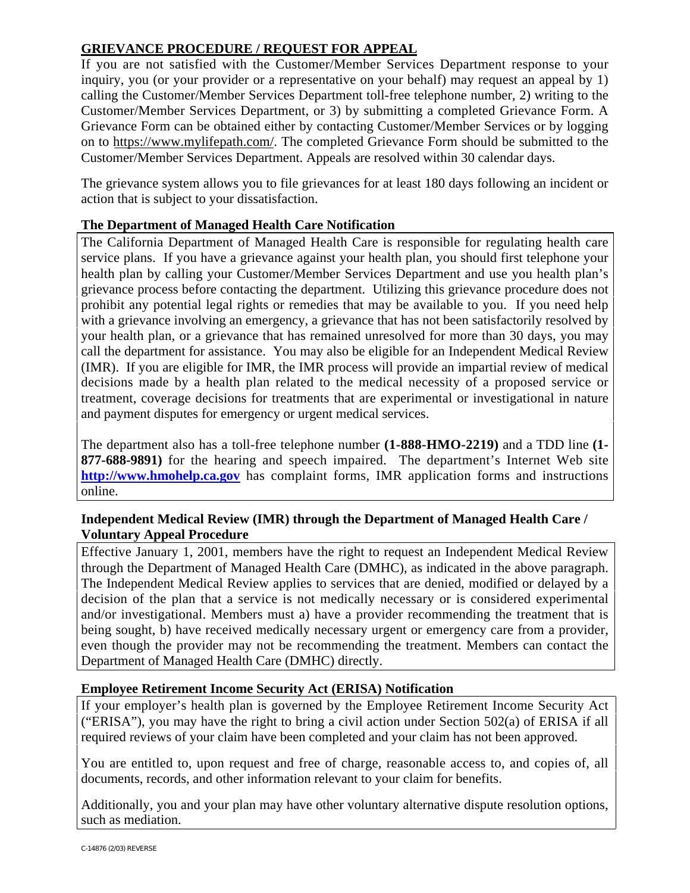## GREVANCE PROCEDURE / REQUEST FOR APPEAL

If you are not satisfied with the Customer/Member Services Department response to your inquiry, you (or your provider or a representative on your behalf) may request an appeal by 1) calling the Customer/Member Services Department toll-free telephone number, 2) writing to the Customer/Member Services Department, or 3) by submitting a completed Grievance Form. A Grievance Form can be obtained either by contacting Customer/Member Services or by logging on to https://www.mylifepath.com/. The completed Grievance Form should be submitted to the Customer/Member Services Department. Appeals are resolved within 30 calendar days.

The grievance system allows you to file grievances for at least 180 days following an incident or action that is subject to your dissatisfaction.

### The Department of Managed Health Care Notification

The California Department of Managed Health Care is responsible for regulating health care service plans. If you have a grievance against your health plan, you should first telephone your health plan by calling your Customer/Member Services Department and use you health plan's grievance process before contacting the department. Utilizing this grievance procedure does not prohibit any potential legal rights or remedies that may be available to you. If you need help with a grievance involving an emergency, a grievance that has not been satisfactorily resolved by your health plan, or a grievance that has remained unresolved for more than 30 days, you may call the department for assistance. You may also be eligible for an Independent Medical Review (IMR). If you are eligible for IMR, the IMR process will provide an impartial review of medical decisions made by a health plan related to the medical necessity of a proposed service or treatment, coverage decisions for treatments that are experimental or investigational in nature and payment disputes for emergency or urgent medical services.

The department also has a toll-free telephone number **(1-888-HMO-2219)** and a TDD line **(1-877-688-9891)** for the hearing and speech impaired. The department's Internet Web site **http://www.hmohelp.ca.gov** has complaint forms, IMR application forms and instructions online.

### Independent Medical Review (IMR) through the Department of Managed Health Care / Voluntary Appeal Procedure

Effective January 1, 2001, members have the right to request an Independent Medical Review through the Department of Managed Health Care (DMHC), as indicated in the above paragraph. The Independent Medical Review applies to services that are denied, modified or delayed by a decision of the plan that a service is not medically necessary or is considered experimental and/or investigational. Members must a) have a provider recommending the treatment that is being sought, b) have received medically necessary urgent or emergency care from a provider, even though the provider may not be recommending the treatment. Members can contact the Department of Managed Health Care (DMHC) directly.

### Employee Retirement Income Security Act (ERISA) Notification

If your employer's health plan is governed by the Employee Retirement Income Security Act ("ERISA"), you may have the right to bring a civil action under Section 502(a) of ERISA if all required reviews of your claim have been completed and your claim has not been approved.

You are entitled to, upon request and free of charge, reasonable access to, and copies of, all documents, records, and other information relevant to your claim for benefits.

Additionally, you and your plan may have other voluntary alternative dispute resolution options, such as mediation.

C-14876 (2/03) REVERSE